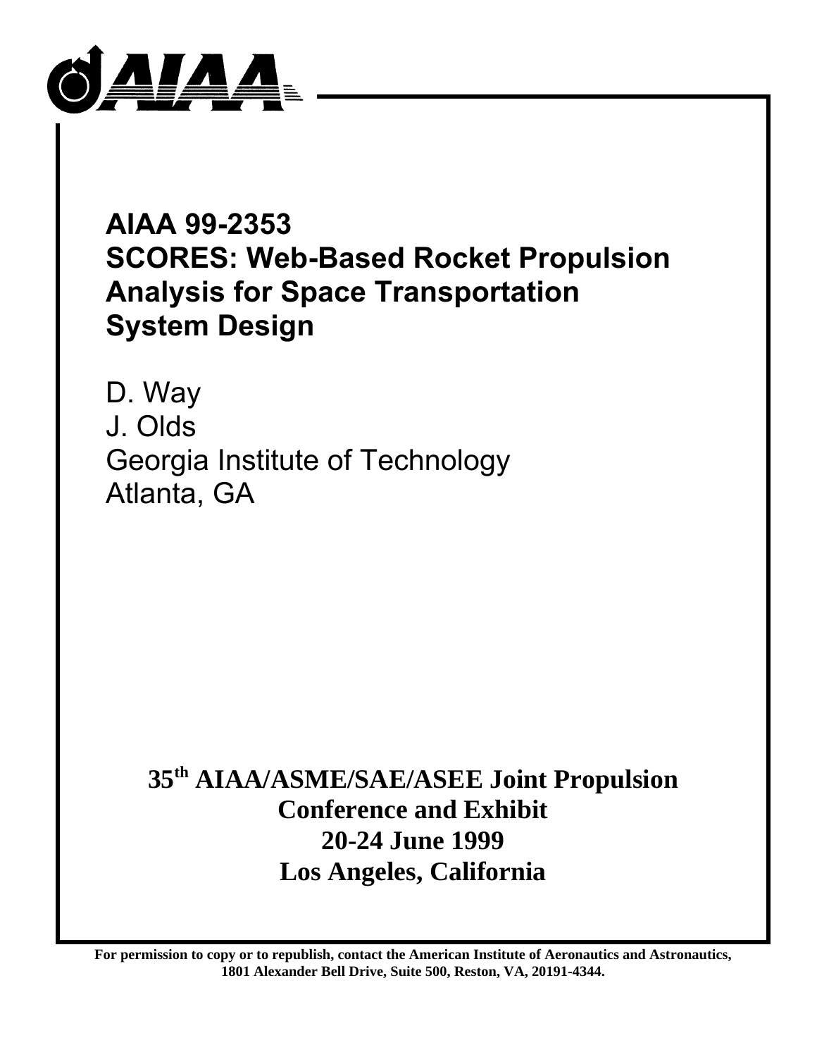# AIAA 99-2353
# SCORES: Web-Based Rocket Propulsion Analysis for Space Transportation System Design

D. Way
J. Olds
Georgia Institute of Technology
Atlanta, GA

**35th AIAA/ASME/SAE/ASEE Joint Propulsion Conference and Exhibit**
**20-24 June 1999**
**Los Angeles, California**

**For permission to copy or to republish, contact the American Institute of Aeronautics and Astronautics, 1801 Alexander Bell Drive, Suite 500, Reston, VA, 20191-4344.**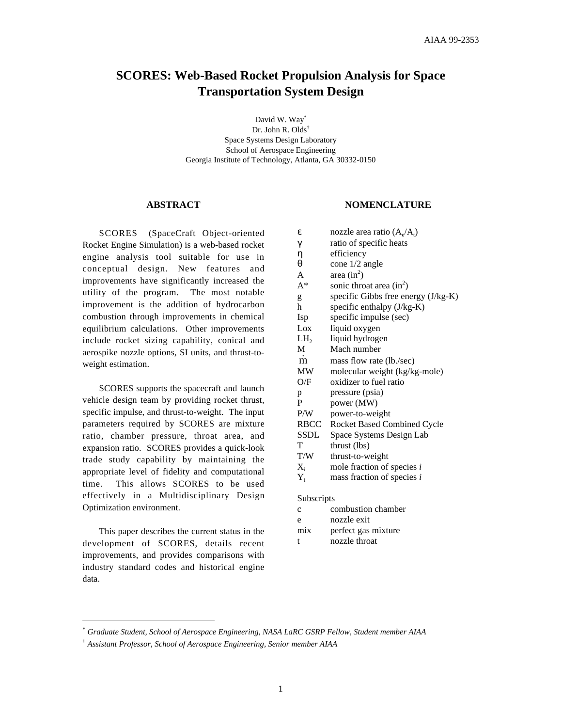# SCORES: Web-Based Rocket Propulsion Analysis for Space Transportation System Design

David W. Way[*]
Dr. John R. Olds[†]
Space Systems Design Laboratory
School of Aerospace Engineering
Georgia Institute of Technology, Atlanta, GA 30332-0150

## ABSTRACT

SCORES (SpaceCraft Object-oriented Rocket Engine Simulation) is a web-based rocket engine analysis tool suitable for use in conceptual design. New features and improvements have significantly increased the utility of the program. The most notable improvement is the addition of hydrocarbon combustion through improvements in chemical equilibrium calculations. Other improvements include rocket sizing capability, conical and aerospike nozzle options, SI units, and thrust-to-weight estimation.

SCORES supports the spacecraft and launch vehicle design team by providing rocket thrust, specific impulse, and thrust-to-weight. The input parameters required by SCORES are mixture ratio, chamber pressure, throat area, and expansion ratio. SCORES provides a quick-look trade study capability by maintaining the appropriate level of fidelity and computational time. This allows SCORES to be used effectively in a Multidisciplinary Design Optimization environment.

This paper describes the current status in the development of SCORES, details recent improvements, and provides comparisons with industry standard codes and historical engine data.

## NOMENCLATURE

| | |
|---|---|
| $\varepsilon$ | nozzle area ratio ($A_e/A_t$) |
| $\gamma$ | ratio of specific heats |
| $\eta$ | efficiency |
| $\theta$ | cone 1/2 angle |
| A | area (in$^2$) |
| A* | sonic throat area (in$^2$) |
| g | specific Gibbs free energy (J/kg-K) |
| h | specific enthalpy (J/kg-K) |
| Isp | specific impulse (sec) |
| Lox | liquid oxygen |
| $LH_2$ | liquid hydrogen |
| M | Mach number |
| $\dot{m}$ | mass flow rate (lb./sec) |
| MW | molecular weight (kg/kg-mole) |
| O/F | oxidizer to fuel ratio |
| p | pressure (psia) |
| P | power (MW) |
| P/W | power-to-weight |
| RBCC | Rocket Based Combined Cycle |
| SSDL | Space Systems Design Lab |
| T | thrust (lbs) |
| T/W | thrust-to-weight |
| $X_i$ | mole fraction of species *i* |
| $Y_i$ | mass fraction of species *i* |

Subscripts

| | |
|---|---|
| c | combustion chamber |
| e | nozzle exit |
| mix | perfect gas mixture |
| t | nozzle throat |

---

[*] *Graduate Student, School of Aerospace Engineering, NASA LaRC GSRP Fellow, Student member AIAA*

[†] *Assistant Professor, School of Aerospace Engineering, Senior member AIAA*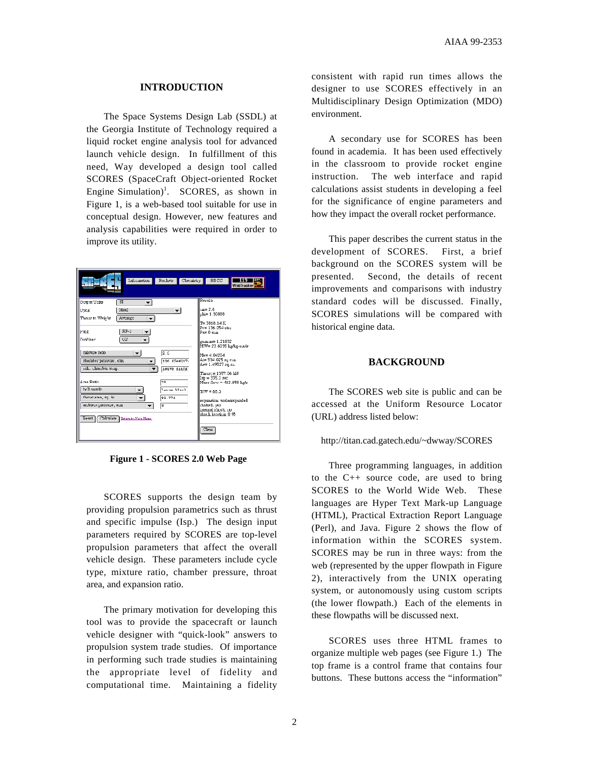## INTRODUCTION

The Space Systems Design Lab (SSDL) at the Georgia Institute of Technology required a liquid rocket engine analysis tool for advanced launch vehicle design. In fulfillment of this need, Way developed a design tool called SCORES (SpaceCraft Object-oriented Rocket Engine Simulation)[1]. SCORES, as shown in Figure 1, is a web-based tool suitable for use in conceptual design. However, new features and analysis capabilities were required in order to improve its utility.

**Figure 1 - SCORES 2.0 Web Page**

SCORES supports the design team by providing propulsion parametrics such as thrust and specific impulse (Isp.) The design input parameters required by SCORES are top-level propulsion parameters that affect the overall vehicle design. These parameters include cycle type, mixture ratio, chamber pressure, throat area, and expansion ratio.

The primary motivation for developing this tool was to provide the spacecraft or launch vehicle designer with "quick-look" answers to propulsion system trade studies. Of importance in performing such trade studies is maintaining the appropriate level of fidelity and computational time. Maintaining a fidelity consistent with rapid run times allows the designer to use SCORES effectively in an Multidisciplinary Design Optimization (MDO) environment.

A secondary use for SCORES has been found in academia. It has been used effectively in the classroom to provide rocket engine instruction. The web interface and rapid calculations assist students in developing a feel for the significance of engine parameters and how they impact the overall rocket performance.

This paper describes the current status in the development of SCORES. First, a brief background on the SCORES system will be presented. Second, the details of recent improvements and comparisons with industry standard codes will be discussed. Finally, SCORES simulations will be compared with historical engine data.

## BACKGROUND

The SCORES web site is public and can be accessed at the Uniform Resource Locator (URL) address listed below:

http://titan.cad.gatech.edu/~dwway/SCORES

Three programming languages, in addition to the C++ source code, are used to bring SCORES to the World Wide Web. These languages are Hyper Text Mark-up Language (HTML), Practical Extraction Report Language (Perl), and Java. Figure 2 shows the flow of information within the SCORES system. SCORES may be run in three ways: from the web (represented by the upper flowpath in Figure 2), interactively from the UNIX operating system, or autonomously using custom scripts (the lower flowpath.) Each of the elements in these flowpaths will be discussed next.

SCORES uses three HTML frames to organize multiple web pages (see Figure 1.) The top frame is a control frame that contains four buttons. These buttons access the "information"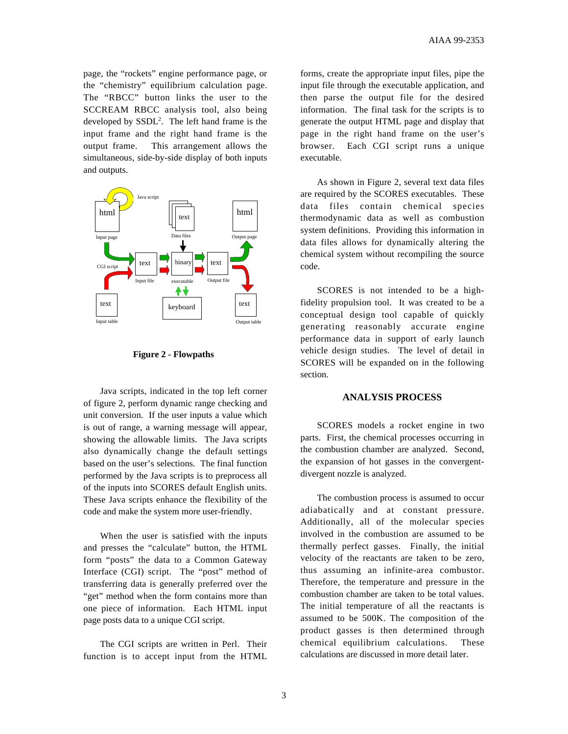page, the "rockets" engine performance page, or the "chemistry" equilibrium calculation page. The "RBCC" button links the user to the SCCREAM RBCC analysis tool, also being developed by SSDL[2]. The left hand frame is the input frame and the right hand frame is the output frame. This arrangement allows the simultaneous, side-by-side display of both inputs and outputs.

Java script
html
Input page
text
Data files
html
Output page
CGI script
text
Input file
binary
executable
text
Output file
text
Input table
keyboard
text
Output table

**Figure 2 - Flowpaths**

Java scripts, indicated in the top left corner of figure 2, perform dynamic range checking and unit conversion. If the user inputs a value which is out of range, a warning message will appear, showing the allowable limits. The Java scripts also dynamically change the default settings based on the user's selections. The final function performed by the Java scripts is to preprocess all of the inputs into SCORES default English units. These Java scripts enhance the flexibility of the code and make the system more user-friendly.

When the user is satisfied with the inputs and presses the "calculate" button, the HTML form "posts" the data to a Common Gateway Interface (CGI) script. The "post" method of transferring data is generally preferred over the "get" method when the form contains more than one piece of information. Each HTML input page posts data to a unique CGI script.

The CGI scripts are written in Perl. Their function is to accept input from the HTML forms, create the appropriate input files, pipe the input file through the executable application, and then parse the output file for the desired information. The final task for the scripts is to generate the output HTML page and display that page in the right hand frame on the user's browser. Each CGI script runs a unique executable.

As shown in Figure 2, several text data files are required by the SCORES executables. These data files contain chemical species thermodynamic data as well as combustion system definitions. Providing this information in data files allows for dynamically altering the chemical system without recompiling the source code.

SCORES is not intended to be a high-fidelity propulsion tool. It was created to be a conceptual design tool capable of quickly generating reasonably accurate engine performance data in support of early launch vehicle design studies. The level of detail in SCORES will be expanded on in the following section.

## ANALYSIS PROCESS

SCORES models a rocket engine in two parts. First, the chemical processes occurring in the combustion chamber are analyzed. Second, the expansion of hot gasses in the convergent-divergent nozzle is analyzed.

The combustion process is assumed to occur adiabatically and at constant pressure. Additionally, all of the molecular species involved in the combustion are assumed to be thermally perfect gasses. Finally, the initial velocity of the reactants are taken to be zero, thus assuming an infinite-area combustor. Therefore, the temperature and pressure in the combustion chamber are taken to be total values. The initial temperature of all the reactants is assumed to be 500K. The composition of the product gasses is then determined through chemical equilibrium calculations. These calculations are discussed in more detail later.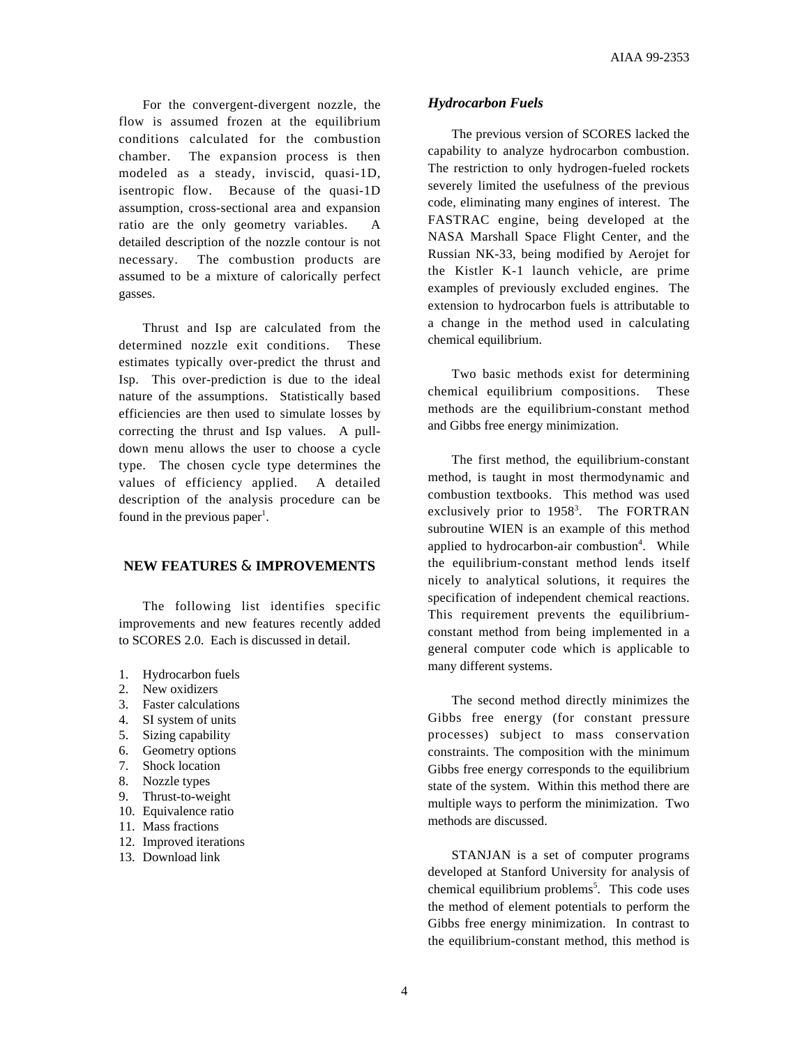For the convergent-divergent nozzle, the flow is assumed frozen at the equilibrium conditions calculated for the combustion chamber. The expansion process is then modeled as a steady, inviscid, quasi-1D, isentropic flow. Because of the quasi-1D assumption, cross-sectional area and expansion ratio are the only geometry variables. A detailed description of the nozzle contour is not necessary. The combustion products are assumed to be a mixture of calorically perfect gasses.

Thrust and Isp are calculated from the determined nozzle exit conditions. These estimates typically over-predict the thrust and Isp. This over-prediction is due to the ideal nature of the assumptions. Statistically based efficiencies are then used to simulate losses by correcting the thrust and Isp values. A pull-down menu allows the user to choose a cycle type. The chosen cycle type determines the values of efficiency applied. A detailed description of the analysis procedure can be found in the previous paper[1].

## NEW FEATURES & IMPROVEMENTS

The following list identifies specific improvements and new features recently added to SCORES 2.0. Each is discussed in detail.

1. Hydrocarbon fuels
2. New oxidizers
3. Faster calculations
4. SI system of units
5. Sizing capability
6. Geometry options
7. Shock location
8. Nozzle types
9. Thrust-to-weight
10. Equivalence ratio
11. Mass fractions
12. Improved iterations
13. Download link

### *Hydrocarbon Fuels*

The previous version of SCORES lacked the capability to analyze hydrocarbon combustion. The restriction to only hydrogen-fueled rockets severely limited the usefulness of the previous code, eliminating many engines of interest. The FASTRAC engine, being developed at the NASA Marshall Space Flight Center, and the Russian NK-33, being modified by Aerojet for the Kistler K-1 launch vehicle, are prime examples of previously excluded engines. The extension to hydrocarbon fuels is attributable to a change in the method used in calculating chemical equilibrium.

Two basic methods exist for determining chemical equilibrium compositions. These methods are the equilibrium-constant method and Gibbs free energy minimization.

The first method, the equilibrium-constant method, is taught in most thermodynamic and combustion textbooks. This method was used exclusively prior to 1958[3]. The FORTRAN subroutine WIEN is an example of this method applied to hydrocarbon-air combustion[4]. While the equilibrium-constant method lends itself nicely to analytical solutions, it requires the specification of independent chemical reactions. This requirement prevents the equilibrium-constant method from being implemented in a general computer code which is applicable to many different systems.

The second method directly minimizes the Gibbs free energy (for constant pressure processes) subject to mass conservation constraints. The composition with the minimum Gibbs free energy corresponds to the equilibrium state of the system. Within this method there are multiple ways to perform the minimization. Two methods are discussed.

STANJAN is a set of computer programs developed at Stanford University for analysis of chemical equilibrium problems[5]. This code uses the method of element potentials to perform the Gibbs free energy minimization. In contrast to the equilibrium-constant method, this method is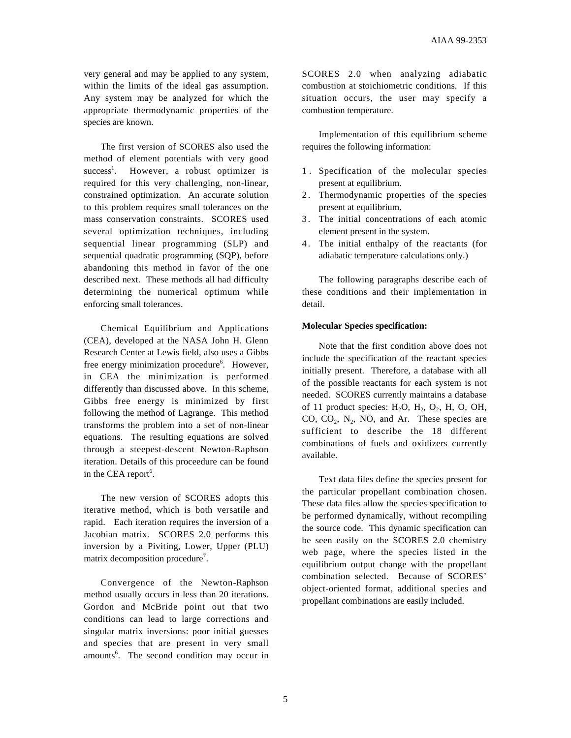very general and may be applied to any system, within the limits of the ideal gas assumption. Any system may be analyzed for which the appropriate thermodynamic properties of the species are known.

The first version of SCORES also used the method of element potentials with very good success[1]. However, a robust optimizer is required for this very challenging, non-linear, constrained optimization. An accurate solution to this problem requires small tolerances on the mass conservation constraints. SCORES used several optimization techniques, including sequential linear programming (SLP) and sequential quadratic programming (SQP), before abandoning this method in favor of the one described next. These methods all had difficulty determining the numerical optimum while enforcing small tolerances.

Chemical Equilibrium and Applications (CEA), developed at the NASA John H. Glenn Research Center at Lewis field, also uses a Gibbs free energy minimization procedure[6]. However, in CEA the minimization is performed differently than discussed above. In this scheme, Gibbs free energy is minimized by first following the method of Lagrange. This method transforms the problem into a set of non-linear equations. The resulting equations are solved through a steepest-descent Newton-Raphson iteration. Details of this proceedure can be found in the CEA report[6].

The new version of SCORES adopts this iterative method, which is both versatile and rapid. Each iteration requires the inversion of a Jacobian matrix. SCORES 2.0 performs this inversion by a Piviting, Lower, Upper (PLU) matrix decomposition procedure[7].

Convergence of the Newton-Raphson method usually occurs in less than 20 iterations. Gordon and McBride point out that two conditions can lead to large corrections and singular matrix inversions: poor initial guesses and species that are present in very small amounts[6]. The second condition may occur in SCORES 2.0 when analyzing adiabatic combustion at stoichiometric conditions. If this situation occurs, the user may specify a combustion temperature.

Implementation of this equilibrium scheme requires the following information:

1. Specification of the molecular species present at equilibrium.
2. Thermodynamic properties of the species present at equilibrium.
3. The initial concentrations of each atomic element present in the system.
4. The initial enthalpy of the reactants (for adiabatic temperature calculations only.)

The following paragraphs describe each of these conditions and their implementation in detail.

**Molecular Species specification:**

Note that the first condition above does not include the specification of the reactant species initially present. Therefore, a database with all of the possible reactants for each system is not needed. SCORES currently maintains a database of 11 product species: $H_2O$, $H_2$, $O_2$, H, O, OH, CO, $CO_2$, $N_2$, NO, and Ar. These species are sufficient to describe the 18 different combinations of fuels and oxidizers currently available.

Text data files define the species present for the particular propellant combination chosen. These data files allow the species specification to be performed dynamically, without recompiling the source code. This dynamic specification can be seen easily on the SCORES 2.0 chemistry web page, where the species listed in the equilibrium output change with the propellant combination selected. Because of SCORES' object-oriented format, additional species and propellant combinations are easily included.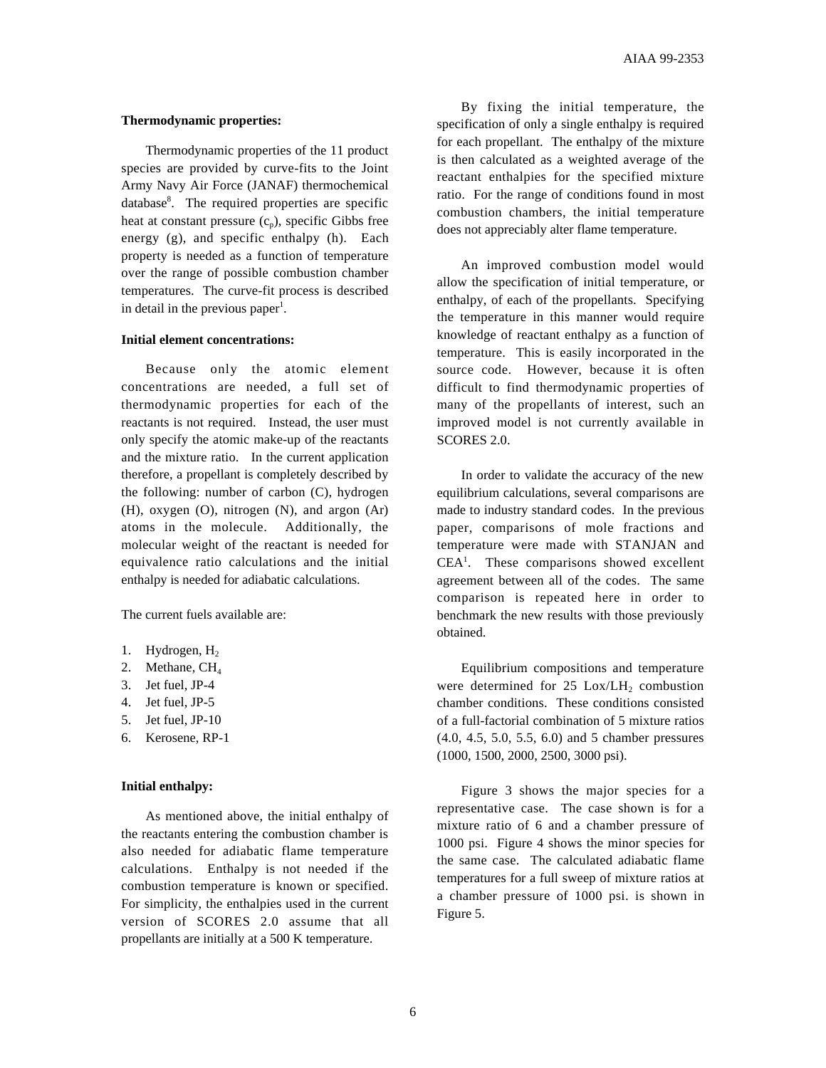**Thermodynamic properties:**

Thermodynamic properties of the 11 product species are provided by curve-fits to the Joint Army Navy Air Force (JANAF) thermochemical database[8]. The required properties are specific heat at constant pressure ($c_p$), specific Gibbs free energy (g), and specific enthalpy (h). Each property is needed as a function of temperature over the range of possible combustion chamber temperatures. The curve-fit process is described in detail in the previous paper[1].

**Initial element concentrations:**

Because only the atomic element concentrations are needed, a full set of thermodynamic properties for each of the reactants is not required. Instead, the user must only specify the atomic make-up of the reactants and the mixture ratio. In the current application therefore, a propellant is completely described by the following: number of carbon (C), hydrogen (H), oxygen (O), nitrogen (N), and argon (Ar) atoms in the molecule. Additionally, the molecular weight of the reactant is needed for equivalence ratio calculations and the initial enthalpy is needed for adiabatic calculations.

The current fuels available are:

1. Hydrogen, $H_2$
2. Methane, $CH_4$
3. Jet fuel, JP-4
4. Jet fuel, JP-5
5. Jet fuel, JP-10
6. Kerosene, RP-1

**Initial enthalpy:**

As mentioned above, the initial enthalpy of the reactants entering the combustion chamber is also needed for adiabatic flame temperature calculations. Enthalpy is not needed if the combustion temperature is known or specified. For simplicity, the enthalpies used in the current version of SCORES 2.0 assume that all propellants are initially at a 500 K temperature.

By fixing the initial temperature, the specification of only a single enthalpy is required for each propellant. The enthalpy of the mixture is then calculated as a weighted average of the reactant enthalpies for the specified mixture ratio. For the range of conditions found in most combustion chambers, the initial temperature does not appreciably alter flame temperature.

An improved combustion model would allow the specification of initial temperature, or enthalpy, of each of the propellants. Specifying the temperature in this manner would require knowledge of reactant enthalpy as a function of temperature. This is easily incorporated in the source code. However, because it is often difficult to find thermodynamic properties of many of the propellants of interest, such an improved model is not currently available in SCORES 2.0.

In order to validate the accuracy of the new equilibrium calculations, several comparisons are made to industry standard codes. In the previous paper, comparisons of mole fractions and temperature were made with STANJAN and CEA[1]. These comparisons showed excellent agreement between all of the codes. The same comparison is repeated here in order to benchmark the new results with those previously obtained.

Equilibrium compositions and temperature were determined for 25 Lox/$LH_2$ combustion chamber conditions. These conditions consisted of a full-factorial combination of 5 mixture ratios (4.0, 4.5, 5.0, 5.5, 6.0) and 5 chamber pressures (1000, 1500, 2000, 2500, 3000 psi).

Figure 3 shows the major species for a representative case. The case shown is for a mixture ratio of 6 and a chamber pressure of 1000 psi. Figure 4 shows the minor species for the same case. The calculated adiabatic flame temperatures for a full sweep of mixture ratios at a chamber pressure of 1000 psi. is shown in Figure 5.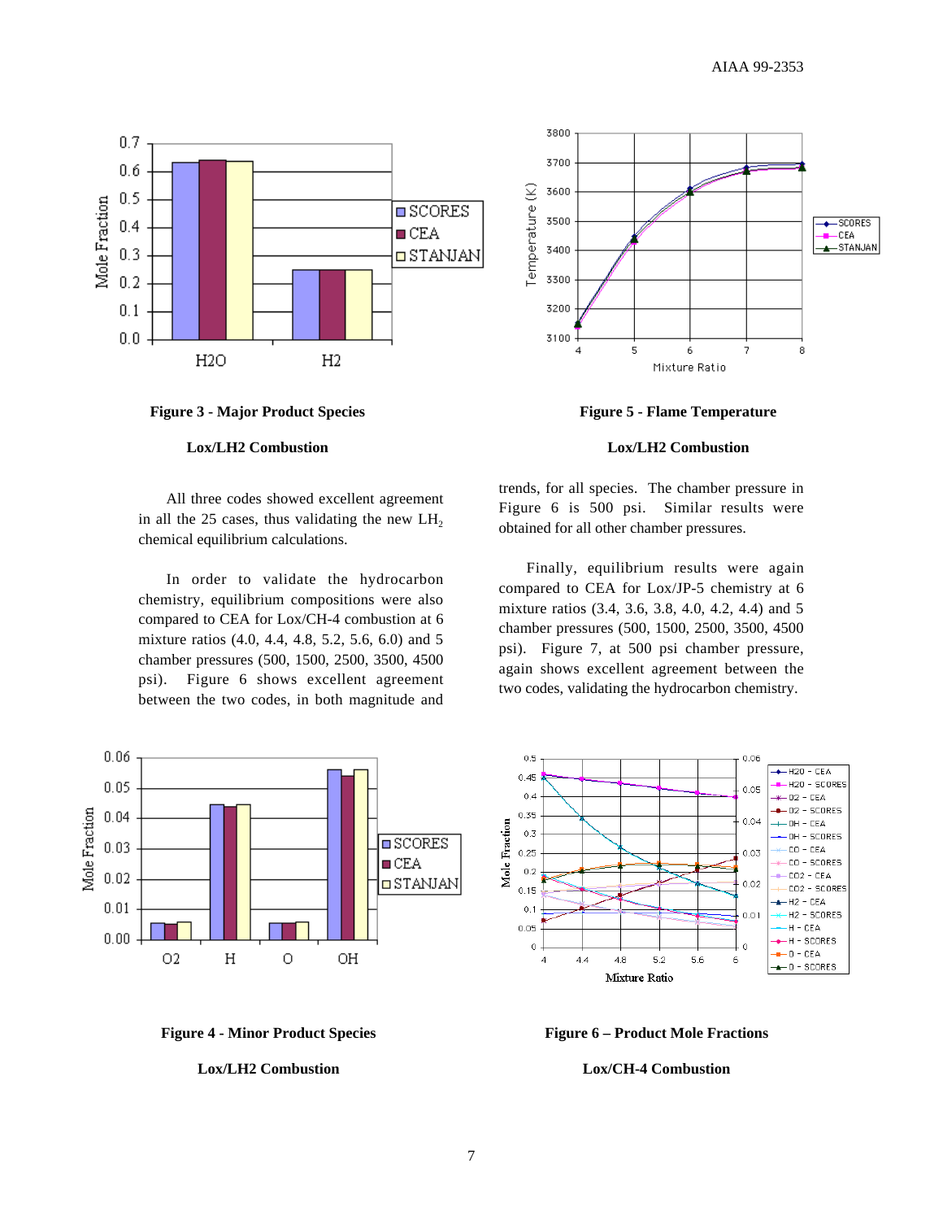**Figure 3 - Major Product Species**

**Lox/LH2 Combustion**

**Figure 5 - Flame Temperature**

**Lox/LH2 Combustion**

All three codes showed excellent agreement in all the 25 cases, thus validating the new $LH_2$ chemical equilibrium calculations.

In order to validate the hydrocarbon chemistry, equilibrium compositions were also compared to CEA for Lox/CH-4 combustion at 6 mixture ratios (4.0, 4.4, 4.8, 5.2, 5.6, 6.0) and 5 chamber pressures (500, 1500, 2500, 3500, 4500 psi). Figure 6 shows excellent agreement between the two codes, in both magnitude and trends, for all species. The chamber pressure in Figure 6 is 500 psi. Similar results were obtained for all other chamber pressures.

Finally, equilibrium results were again compared to CEA for Lox/JP-5 chemistry at 6 mixture ratios (3.4, 3.6, 3.8, 4.0, 4.2, 4.4) and 5 chamber pressures (500, 1500, 2500, 3500, 4500 psi). Figure 7, at 500 psi chamber pressure, again shows excellent agreement between the two codes, validating the hydrocarbon chemistry.

**Figure 4 - Minor Product Species**

**Lox/LH2 Combustion**

**Figure 6 – Product Mole Fractions**

**Lox/CH-4 Combustion**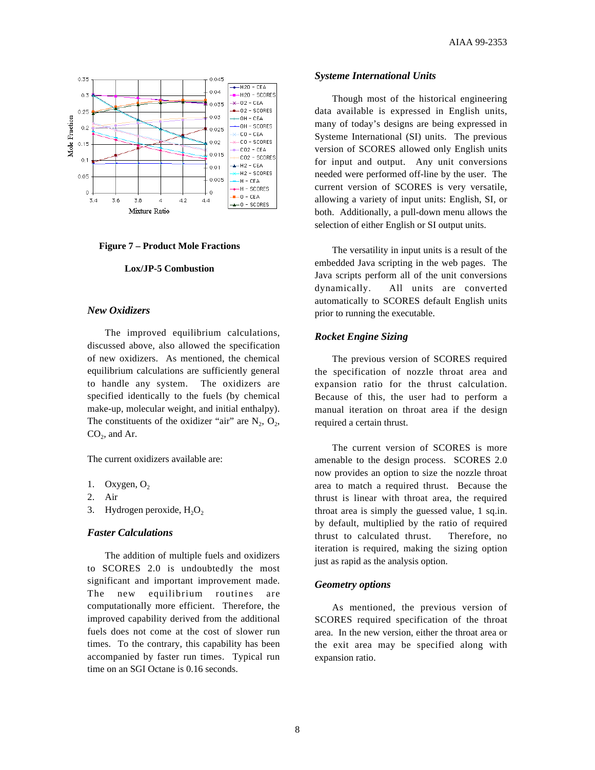**Figure 7 – Product Mole Fractions**

**Lox/JP-5 Combustion**

### *New Oxidizers*

The improved equilibrium calculations, discussed above, also allowed the specification of new oxidizers. As mentioned, the chemical equilibrium calculations are sufficiently general to handle any system. The oxidizers are specified identically to the fuels (by chemical make-up, molecular weight, and initial enthalpy). The constituents of the oxidizer "air" are $N_2$, $O_2$, $CO_2$, and Ar.

The current oxidizers available are:

1. Oxygen, $O_2$
2. Air
3. Hydrogen peroxide, $H_2O_2$

### *Faster Calculations*

The addition of multiple fuels and oxidizers to SCORES 2.0 is undoubtedly the most significant and important improvement made. The new equilibrium routines are computationally more efficient. Therefore, the improved capability derived from the additional fuels does not come at the cost of slower run times. To the contrary, this capability has been accompanied by faster run times. Typical run time on an SGI Octane is 0.16 seconds.

### *Systeme International Units*

Though most of the historical engineering data available is expressed in English units, many of today's designs are being expressed in Systeme International (SI) units. The previous version of SCORES allowed only English units for input and output. Any unit conversions needed were performed off-line by the user. The current version of SCORES is very versatile, allowing a variety of input units: English, SI, or both. Additionally, a pull-down menu allows the selection of either English or SI output units.

The versatility in input units is a result of the embedded Java scripting in the web pages. The Java scripts perform all of the unit conversions dynamically. All units are converted automatically to SCORES default English units prior to running the executable.

### *Rocket Engine Sizing*

The previous version of SCORES required the specification of nozzle throat area and expansion ratio for the thrust calculation. Because of this, the user had to perform a manual iteration on throat area if the design required a certain thrust.

The current version of SCORES is more amenable to the design process. SCORES 2.0 now provides an option to size the nozzle throat area to match a required thrust. Because the thrust is linear with throat area, the required throat area is simply the guessed value, 1 sq.in. by default, multiplied by the ratio of required thrust to calculated thrust. Therefore, no iteration is required, making the sizing option just as rapid as the analysis option.

### *Geometry options*

As mentioned, the previous version of SCORES required specification of the throat area. In the new version, either the throat area or the exit area may be specified along with expansion ratio.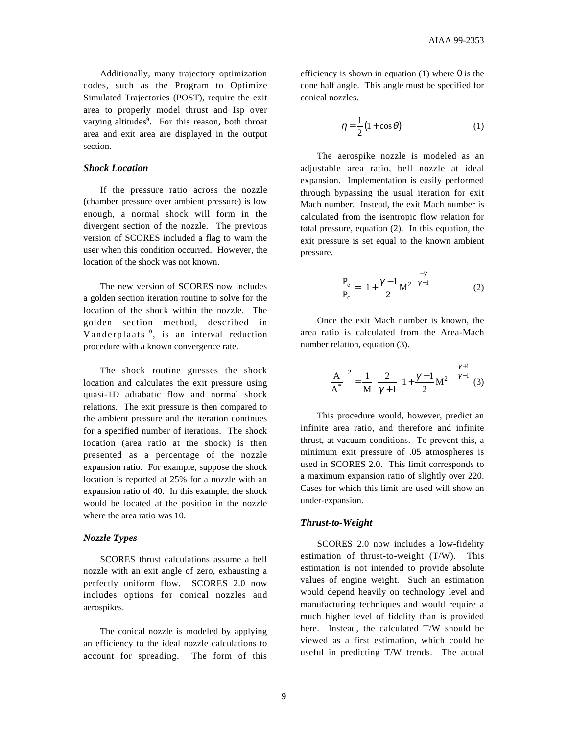Additionally, many trajectory optimization codes, such as the Program to Optimize Simulated Trajectories (POST), require the exit area to properly model thrust and Isp over varying altitudes[9]. For this reason, both throat area and exit area are displayed in the output section.

### *Shock Location*

If the pressure ratio across the nozzle (chamber pressure over ambient pressure) is low enough, a normal shock will form in the divergent section of the nozzle. The previous version of SCORES included a flag to warn the user when this condition occurred. However, the location of the shock was not known.

The new version of SCORES now includes a golden section iteration routine to solve for the location of the shock within the nozzle. The golden section method, described in Vanderplaats[10], is an interval reduction procedure with a known convergence rate.

The shock routine guesses the shock location and calculates the exit pressure using quasi-1D adiabatic flow and normal shock relations. The exit pressure is then compared to the ambient pressure and the iteration continues for a specified number of iterations. The shock location (area ratio at the shock) is then presented as a percentage of the nozzle expansion ratio. For example, suppose the shock location is reported at 25% for a nozzle with an expansion ratio of 40. In this example, the shock would be located at the position in the nozzle where the area ratio was 10.

### *Nozzle Types*

SCORES thrust calculations assume a bell nozzle with an exit angle of zero, exhausting a perfectly uniform flow. SCORES 2.0 now includes options for conical nozzles and aerospikes.

The conical nozzle is modeled by applying an efficiency to the ideal nozzle calculations to account for spreading. The form of this efficiency is shown in equation (1) where $\theta$ is the cone half angle. This angle must be specified for conical nozzles.

$$\eta = \frac{1}{2}\left(1 + \cos\theta\right) \tag{1}$$

The aerospike nozzle is modeled as an adjustable area ratio, bell nozzle at ideal expansion. Implementation is easily performed through bypassing the usual iteration for exit Mach number. Instead, the exit Mach number is calculated from the isentropic flow relation for total pressure, equation (2). In this equation, the exit pressure is set equal to the known ambient pressure.

$$\frac{P_e}{P_c} = \left(1 + \frac{\gamma - 1}{2} M^2\right)^{\frac{-\gamma}{\gamma - 1}} \tag{2}$$

Once the exit Mach number is known, the area ratio is calculated from the Area-Mach number relation, equation (3).

$$\left(\frac{A}{A^*}\right)^2 = \frac{1}{M}\left[\frac{2}{\gamma + 1}\left(1 + \frac{\gamma - 1}{2} M^2\right)\right]^{\frac{\gamma + 1}{\gamma - 1}} \tag{3}$$

This procedure would, however, predict an infinite area ratio, and therefore infinite thrust, at vacuum conditions. To prevent this, a minimum exit pressure of .05 atmospheres is used in SCORES 2.0. This limit corresponds to a maximum expansion ratio of slightly over 220. Cases for which this limit are used will show an under-expansion.

### *Thrust-to-Weight*

SCORES 2.0 now includes a low-fidelity estimation of thrust-to-weight (T/W). This estimation is not intended to provide absolute values of engine weight. Such an estimation would depend heavily on technology level and manufacturing techniques and would require a much higher level of fidelity than is provided here. Instead, the calculated T/W should be viewed as a first estimation, which could be useful in predicting T/W trends. The actual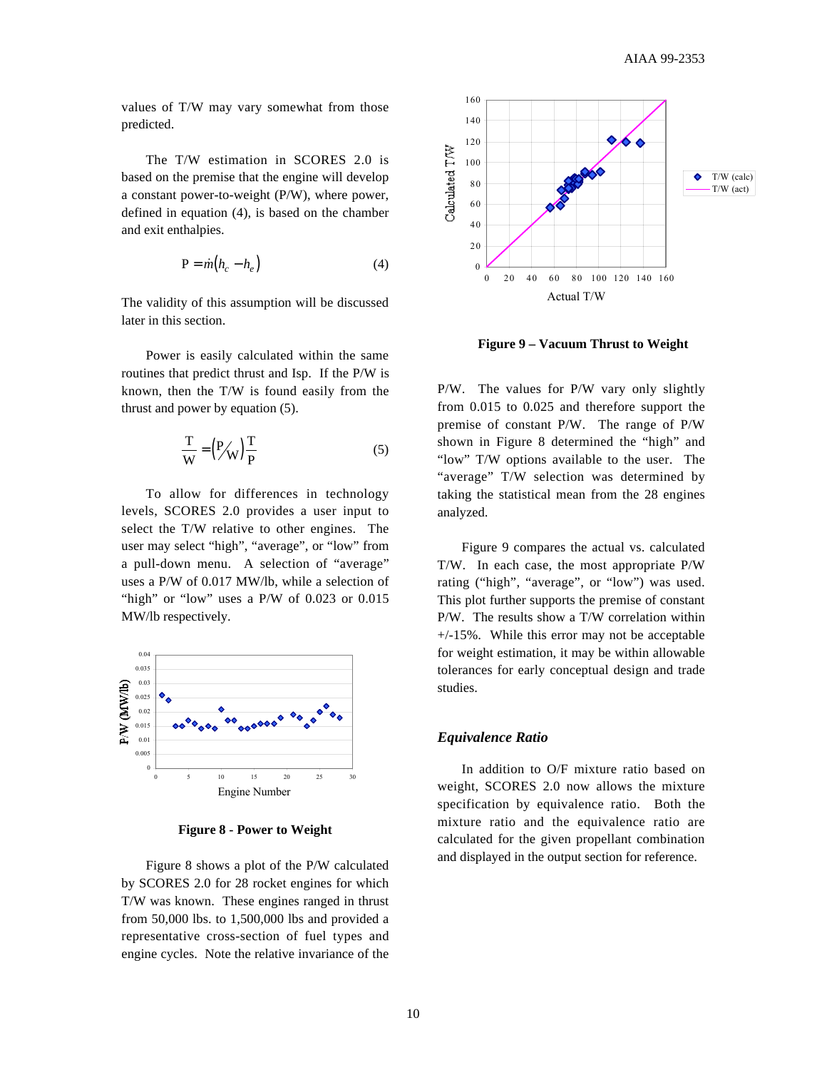values of T/W may vary somewhat from those predicted.

The T/W estimation in SCORES 2.0 is based on the premise that the engine will develop a constant power-to-weight (P/W), where power, defined in equation (4), is based on the chamber and exit enthalpies.

$$P = \dot{m}\left(h_c - h_e\right) \quad (4)$$

The validity of this assumption will be discussed later in this section.

Power is easily calculated within the same routines that predict thrust and Isp. If the P/W is known, then the T/W is found easily from the thrust and power by equation (5).

$$\frac{T}{W} = \left(\frac{P}{W}\right)\frac{T}{P} \quad (5)$$

To allow for differences in technology levels, SCORES 2.0 provides a user input to select the T/W relative to other engines. The user may select "high", "average", or "low" from a pull-down menu. A selection of "average" uses a P/W of 0.017 MW/lb, while a selection of "high" or "low" uses a P/W of 0.023 or 0.015 MW/lb respectively.

**Figure 8 - Power to Weight**

Figure 8 shows a plot of the P/W calculated by SCORES 2.0 for 28 rocket engines for which T/W was known. These engines ranged in thrust from 50,000 lbs. to 1,500,000 lbs and provided a representative cross-section of fuel types and engine cycles. Note the relative invariance of the P/W. The values for P/W vary only slightly from 0.015 to 0.025 and therefore support the premise of constant P/W. The range of P/W shown in Figure 8 determined the "high" and "low" T/W options available to the user. The "average" T/W selection was determined by taking the statistical mean from the 28 engines analyzed.

**Figure 9 – Vacuum Thrust to Weight**

Figure 9 compares the actual vs. calculated T/W. In each case, the most appropriate P/W rating ("high", "average", or "low") was used. This plot further supports the premise of constant P/W. The results show a T/W correlation within +/-15%. While this error may not be acceptable for weight estimation, it may be within allowable tolerances for early conceptual design and trade studies.

### *Equivalence Ratio*

In addition to O/F mixture ratio based on weight, SCORES 2.0 now allows the mixture specification by equivalence ratio. Both the mixture ratio and the equivalence ratio are calculated for the given propellant combination and displayed in the output section for reference.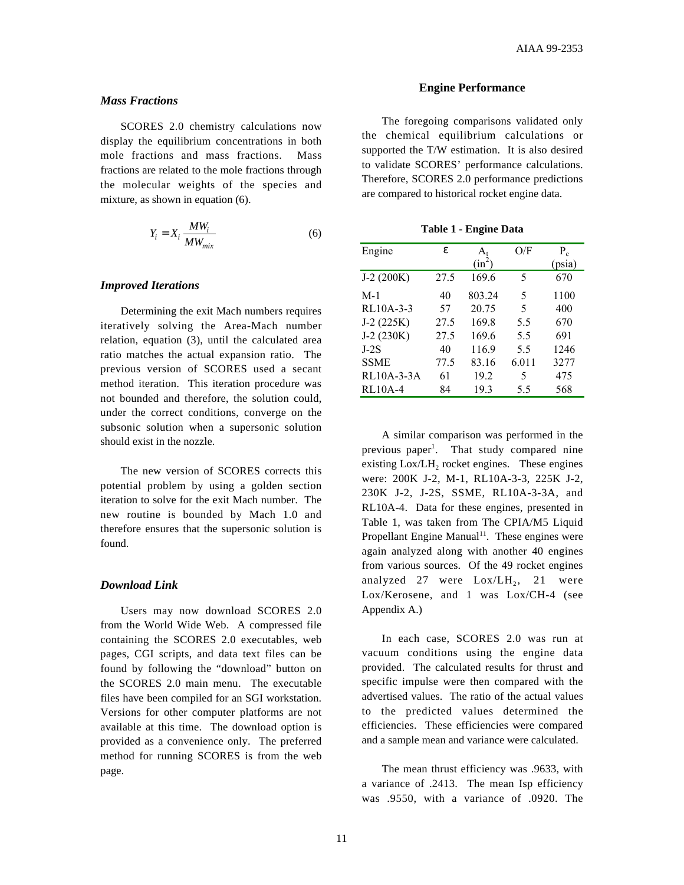### *Mass Fractions*

SCORES 2.0 chemistry calculations now display the equilibrium concentrations in both mole fractions and mass fractions. Mass fractions are related to the mole fractions through the molecular weights of the species and mixture, as shown in equation (6).

$$Y_i = X_i \frac{MW_i}{MW_{mix}} \tag{6}$$

### *Improved Iterations*

Determining the exit Mach numbers requires iteratively solving the Area-Mach number relation, equation (3), until the calculated area ratio matches the actual expansion ratio. The previous version of SCORES used a secant method iteration. This iteration procedure was not bounded and therefore, the solution could, under the correct conditions, converge on the subsonic solution when a supersonic solution should exist in the nozzle.

The new version of SCORES corrects this potential problem by using a golden section iteration to solve for the exit Mach number. The new routine is bounded by Mach 1.0 and therefore ensures that the supersonic solution is found.

### *Download Link*

Users may now download SCORES 2.0 from the World Wide Web. A compressed file containing the SCORES 2.0 executables, web pages, CGI scripts, and data text files can be found by following the "download" button on the SCORES 2.0 main menu. The executable files have been compiled for an SGI workstation. Versions for other computer platforms are not available at this time. The download option is provided as a convenience only. The preferred method for running SCORES is from the web page.

## Engine Performance

The foregoing comparisons validated only the chemical equilibrium calculations or supported the T/W estimation. It is also desired to validate SCORES' performance calculations. Therefore, SCORES 2.0 performance predictions are compared to historical rocket engine data.

**Table 1 - Engine Data**

| Engine | $\varepsilon$ | $A_t$ ($in^2$) | O/F | $P_c$ (psia) |
|---|---|---|---|---|
| J-2 (200K) | 27.5 | 169.6 | 5 | 670 |
| M-1 | 40 | 803.24 | 5 | 1100 |
| RL10A-3-3 | 57 | 20.75 | 5 | 400 |
| J-2 (225K) | 27.5 | 169.8 | 5.5 | 670 |
| J-2 (230K) | 27.5 | 169.6 | 5.5 | 691 |
| J-2S | 40 | 116.9 | 5.5 | 1246 |
| SSME | 77.5 | 83.16 | 6.011 | 3277 |
| RL10A-3-3A | 61 | 19.2 | 5 | 475 |
| RL10A-4 | 84 | 19.3 | 5.5 | 568 |

A similar comparison was performed in the previous paper[1]. That study compared nine existing Lox/$LH_2$ rocket engines. These engines were: 200K J-2, M-1, RL10A-3-3, 225K J-2, 230K J-2, J-2S, SSME, RL10A-3-3A, and RL10A-4. Data for these engines, presented in Table 1, was taken from The CPIA/M5 Liquid Propellant Engine Manual[11]. These engines were again analyzed along with another 40 engines from various sources. Of the 49 rocket engines analyzed 27 were Lox/$LH_2$, 21 were Lox/Kerosene, and 1 was Lox/CH-4 (see Appendix A.)

In each case, SCORES 2.0 was run at vacuum conditions using the engine data provided. The calculated results for thrust and specific impulse were then compared with the advertised values. The ratio of the actual values to the predicted values determined the efficiencies. These efficiencies were compared and a sample mean and variance were calculated.

The mean thrust efficiency was .9633, with a variance of .2413. The mean Isp efficiency was .9550, with a variance of .0920. The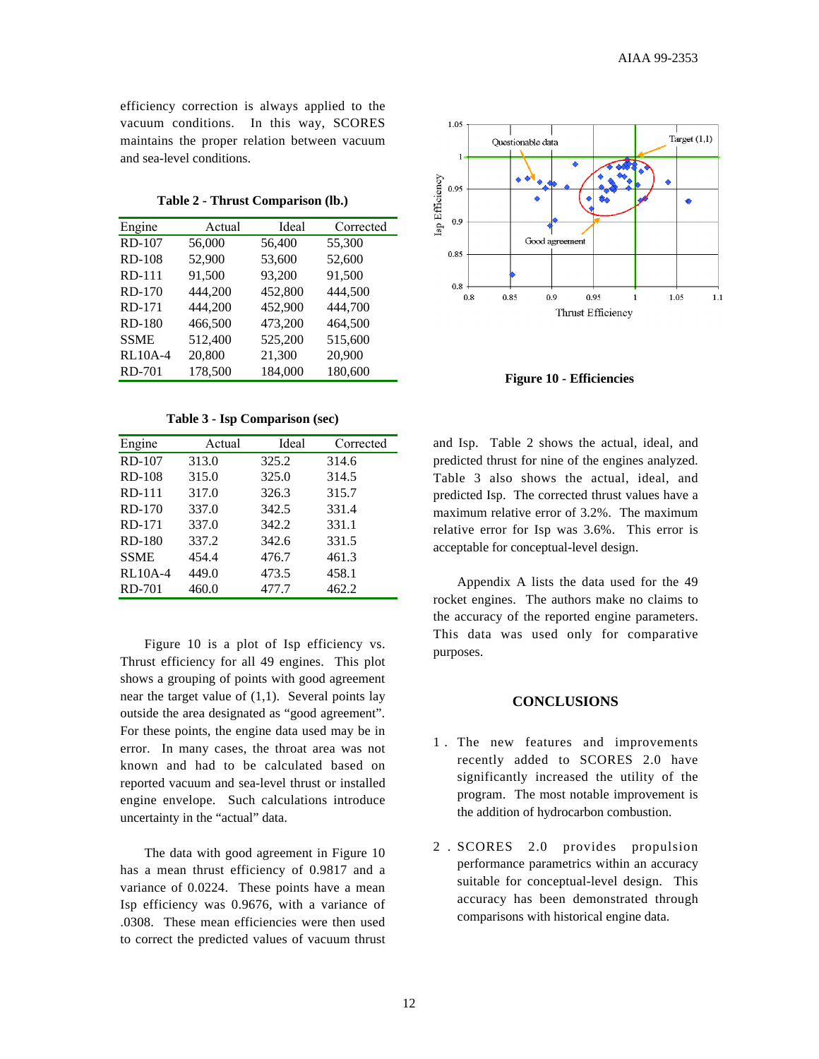efficiency correction is always applied to the vacuum conditions. In this way, SCORES maintains the proper relation between vacuum and sea-level conditions.

**Table 2 - Thrust Comparison (lb.)**

| Engine | Actual | Ideal | Corrected |
|---|---|---|---|
| RD-107 | 56,000 | 56,400 | 55,300 |
| RD-108 | 52,900 | 53,600 | 52,600 |
| RD-111 | 91,500 | 93,200 | 91,500 |
| RD-170 | 444,200 | 452,800 | 444,500 |
| RD-171 | 444,200 | 452,900 | 444,700 |
| RD-180 | 466,500 | 473,200 | 464,500 |
| SSME | 512,400 | 525,200 | 515,600 |
| RL10A-4 | 20,800 | 21,300 | 20,900 |
| RD-701 | 178,500 | 184,000 | 180,600 |

**Table 3 - Isp Comparison (sec)**

| Engine | Actual | Ideal | Corrected |
|---|---|---|---|
| RD-107 | 313.0 | 325.2 | 314.6 |
| RD-108 | 315.0 | 325.0 | 314.5 |
| RD-111 | 317.0 | 326.3 | 315.7 |
| RD-170 | 337.0 | 342.5 | 331.4 |
| RD-171 | 337.0 | 342.2 | 331.1 |
| RD-180 | 337.2 | 342.6 | 331.5 |
| SSME | 454.4 | 476.7 | 461.3 |
| RL10A-4 | 449.0 | 473.5 | 458.1 |
| RD-701 | 460.0 | 477.7 | 462.2 |

Figure 10 is a plot of Isp efficiency vs. Thrust efficiency for all 49 engines. This plot shows a grouping of points with good agreement near the target value of (1,1). Several points lay outside the area designated as "good agreement". For these points, the engine data used may be in error. In many cases, the throat area was not known and had to be calculated based on reported vacuum and sea-level thrust or installed engine envelope. Such calculations introduce uncertainty in the "actual" data.

The data with good agreement in Figure 10 has a mean thrust efficiency of 0.9817 and a variance of 0.0224. These points have a mean Isp efficiency was 0.9676, with a variance of .0308. These mean efficiencies were then used to correct the predicted values of vacuum thrust and Isp. Table 2 shows the actual, ideal, and predicted thrust for nine of the engines analyzed. Table 3 also shows the actual, ideal, and predicted Isp. The corrected thrust values have a maximum relative error of 3.2%. The maximum relative error for Isp was 3.6%. This error is acceptable for conceptual-level design.

**Figure 10 - Efficiencies**

Appendix A lists the data used for the 49 rocket engines. The authors make no claims to the accuracy of the reported engine parameters. This data was used only for comparative purposes.

## CONCLUSIONS

1. The new features and improvements recently added to SCORES 2.0 have significantly increased the utility of the program. The most notable improvement is the addition of hydrocarbon combustion.

2. SCORES 2.0 provides propulsion performance parametrics within an accuracy suitable for conceptual-level design. This accuracy has been demonstrated through comparisons with historical engine data.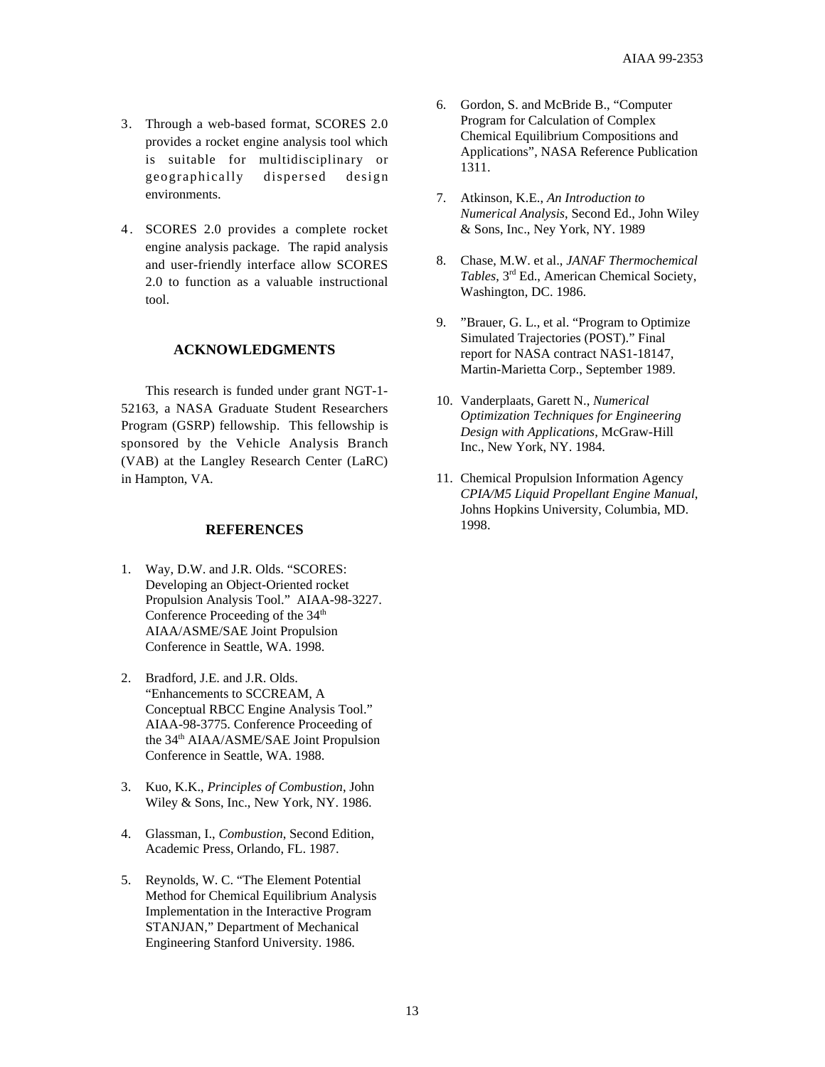3. Through a web-based format, SCORES 2.0 provides a rocket engine analysis tool which is suitable for multidisciplinary or geographically dispersed design environments.

4. SCORES 2.0 provides a complete rocket engine analysis package. The rapid analysis and user-friendly interface allow SCORES 2.0 to function as a valuable instructional tool.

## ACKNOWLEDGMENTS

This research is funded under grant NGT-1-52163, a NASA Graduate Student Researchers Program (GSRP) fellowship. This fellowship is sponsored by the Vehicle Analysis Branch (VAB) at the Langley Research Center (LaRC) in Hampton, VA.

## REFERENCES

1. Way, D.W. and J.R. Olds. "SCORES: Developing an Object-Oriented rocket Propulsion Analysis Tool." AIAA-98-3227. Conference Proceeding of the 34th AIAA/ASME/SAE Joint Propulsion Conference in Seattle, WA. 1998.

2. Bradford, J.E. and J.R. Olds. "Enhancements to SCCREAM, A Conceptual RBCC Engine Analysis Tool." AIAA-98-3775. Conference Proceeding of the 34th AIAA/ASME/SAE Joint Propulsion Conference in Seattle, WA. 1988.

3. Kuo, K.K., *Principles of Combustion*, John Wiley & Sons, Inc., New York, NY. 1986.

4. Glassman, I., *Combustion*, Second Edition, Academic Press, Orlando, FL. 1987.

5. Reynolds, W. C. "The Element Potential Method for Chemical Equilibrium Analysis Implementation in the Interactive Program STANJAN," Department of Mechanical Engineering Stanford University. 1986.

6. Gordon, S. and McBride B., "Computer Program for Calculation of Complex Chemical Equilibrium Compositions and Applications", NASA Reference Publication 1311.

7. Atkinson, K.E., *An Introduction to Numerical Analysis*, Second Ed., John Wiley & Sons, Inc., Ney York, NY. 1989

8. Chase, M.W. et al., *JANAF Thermochemical Tables*, 3rd Ed., American Chemical Society, Washington, DC. 1986.

9. "Brauer, G. L., et al. "Program to Optimize Simulated Trajectories (POST)." Final report for NASA contract NAS1-18147, Martin-Marietta Corp., September 1989.

10. Vanderplaats, Garett N., *Numerical Optimization Techniques for Engineering Design with Applications*, McGraw-Hill Inc., New York, NY. 1984.

11. Chemical Propulsion Information Agency *CPIA/M5 Liquid Propellant Engine Manual*, Johns Hopkins University, Columbia, MD. 1998.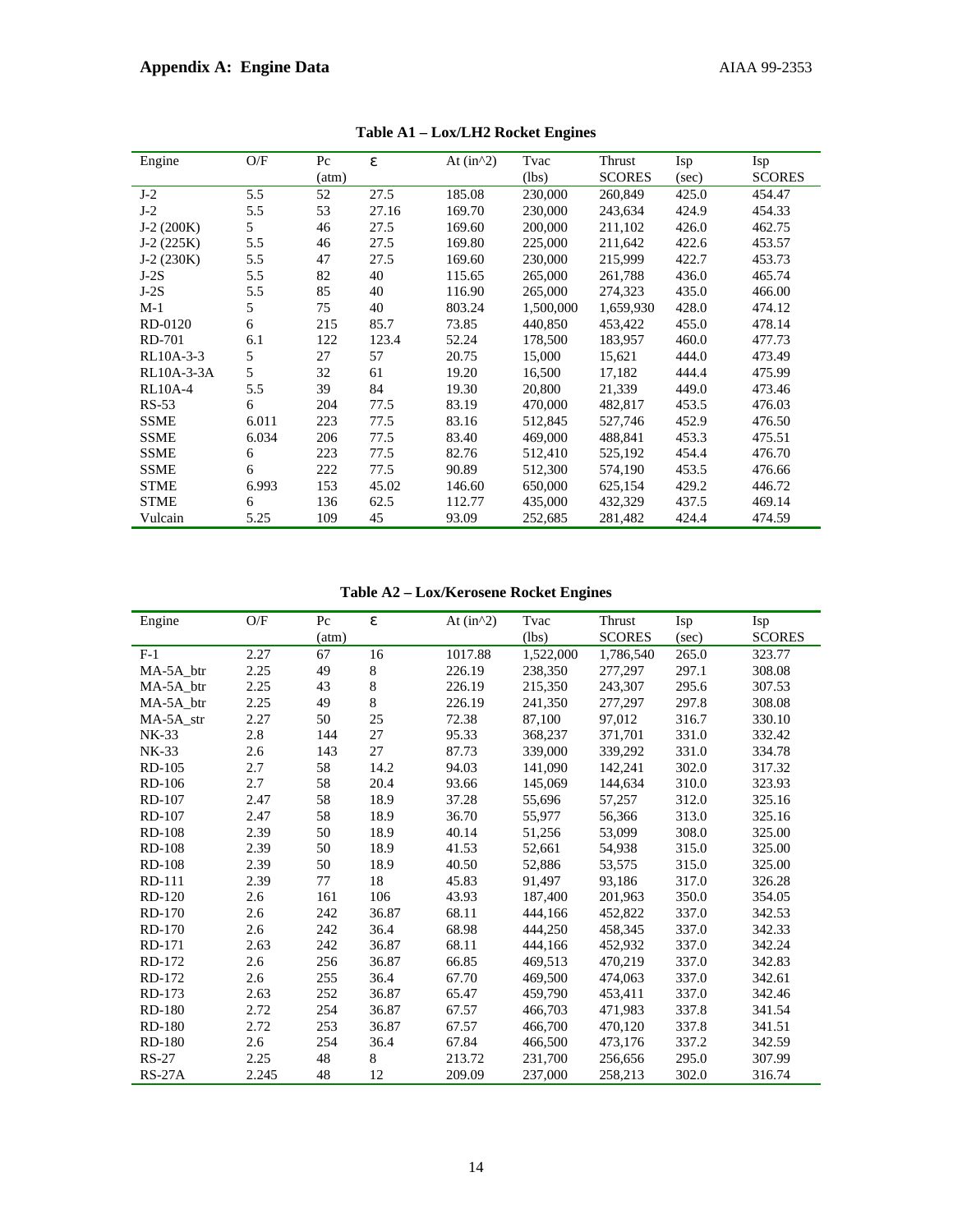## Appendix A: Engine Data

**Table A1 – Lox/LH2 Rocket Engines**

| Engine | O/F | Pc (atm) | ε | At (in^2) | Tvac (lbs) | Thrust SCORES | Isp (sec) | Isp SCORES |
|---|---|---|---|---|---|---|---|---|
| J-2 | 5.5 | 52 | 27.5 | 185.08 | 230,000 | 260,849 | 425.0 | 454.47 |
| J-2 | 5.5 | 53 | 27.16 | 169.70 | 230,000 | 243,634 | 424.9 | 454.33 |
| J-2 (200K) | 5 | 46 | 27.5 | 169.60 | 200,000 | 211,102 | 426.0 | 462.75 |
| J-2 (225K) | 5.5 | 46 | 27.5 | 169.80 | 225,000 | 211,642 | 422.6 | 453.57 |
| J-2 (230K) | 5.5 | 47 | 27.5 | 169.60 | 230,000 | 215,999 | 422.7 | 453.73 |
| J-2S | 5.5 | 82 | 40 | 115.65 | 265,000 | 261,788 | 436.0 | 465.74 |
| J-2S | 5.5 | 85 | 40 | 116.90 | 265,000 | 274,323 | 435.0 | 466.00 |
| M-1 | 5 | 75 | 40 | 803.24 | 1,500,000 | 1,659,930 | 428.0 | 474.12 |
| RD-0120 | 6 | 215 | 85.7 | 73.85 | 440,850 | 453,422 | 455.0 | 478.14 |
| RD-701 | 6.1 | 122 | 123.4 | 52.24 | 178,500 | 183,957 | 460.0 | 477.73 |
| RL10A-3-3 | 5 | 27 | 57 | 20.75 | 15,000 | 15,621 | 444.0 | 473.49 |
| RL10A-3-3A | 5 | 32 | 61 | 19.20 | 16,500 | 17,182 | 444.4 | 475.99 |
| RL10A-4 | 5.5 | 39 | 84 | 19.30 | 20,800 | 21,339 | 449.0 | 473.46 |
| RS-53 | 6 | 204 | 77.5 | 83.19 | 470,000 | 482,817 | 453.5 | 476.03 |
| SSME | 6.011 | 223 | 77.5 | 83.16 | 512,845 | 527,746 | 452.9 | 476.50 |
| SSME | 6.034 | 206 | 77.5 | 83.40 | 469,000 | 488,841 | 453.3 | 475.51 |
| SSME | 6 | 223 | 77.5 | 82.76 | 512,410 | 525,192 | 454.4 | 476.70 |
| SSME | 6 | 222 | 77.5 | 90.89 | 512,300 | 574,190 | 453.5 | 476.66 |
| STME | 6.993 | 153 | 45.02 | 146.60 | 650,000 | 625,154 | 429.2 | 446.72 |
| STME | 6 | 136 | 62.5 | 112.77 | 435,000 | 432,329 | 437.5 | 469.14 |
| Vulcain | 5.25 | 109 | 45 | 93.09 | 252,685 | 281,482 | 424.4 | 474.59 |

**Table A2 – Lox/Kerosene Rocket Engines**

| Engine | O/F | Pc (atm) | ε | At (in^2) | Tvac (lbs) | Thrust SCORES | Isp (sec) | Isp SCORES |
|---|---|---|---|---|---|---|---|---|
| F-1 | 2.27 | 67 | 16 | 1017.88 | 1,522,000 | 1,786,540 | 265.0 | 323.77 |
| MA-5A_btr | 2.25 | 49 | 8 | 226.19 | 238,350 | 277,297 | 297.1 | 308.08 |
| MA-5A_btr | 2.25 | 43 | 8 | 226.19 | 215,350 | 243,307 | 295.6 | 307.53 |
| MA-5A_btr | 2.25 | 49 | 8 | 226.19 | 241,350 | 277,297 | 297.8 | 308.08 |
| MA-5A_str | 2.27 | 50 | 25 | 72.38 | 87,100 | 97,012 | 316.7 | 330.10 |
| NK-33 | 2.8 | 144 | 27 | 95.33 | 368,237 | 371,701 | 331.0 | 332.42 |
| NK-33 | 2.6 | 143 | 27 | 87.73 | 339,000 | 339,292 | 331.0 | 334.78 |
| RD-105 | 2.7 | 58 | 14.2 | 94.03 | 141,090 | 142,241 | 302.0 | 317.32 |
| RD-106 | 2.7 | 58 | 20.4 | 93.66 | 145,069 | 144,634 | 310.0 | 323.93 |
| RD-107 | 2.47 | 58 | 18.9 | 37.28 | 55,696 | 57,257 | 312.0 | 325.16 |
| RD-107 | 2.47 | 58 | 18.9 | 36.70 | 55,977 | 56,366 | 313.0 | 325.16 |
| RD-108 | 2.39 | 50 | 18.9 | 40.14 | 51,256 | 53,099 | 308.0 | 325.00 |
| RD-108 | 2.39 | 50 | 18.9 | 41.53 | 52,661 | 54,938 | 315.0 | 325.00 |
| RD-108 | 2.39 | 50 | 18.9 | 40.50 | 52,886 | 53,575 | 315.0 | 325.00 |
| RD-111 | 2.39 | 77 | 18 | 45.83 | 91,497 | 93,186 | 317.0 | 326.28 |
| RD-120 | 2.6 | 161 | 106 | 43.93 | 187,400 | 201,963 | 350.0 | 354.05 |
| RD-170 | 2.6 | 242 | 36.87 | 68.11 | 444,166 | 452,822 | 337.0 | 342.53 |
| RD-170 | 2.6 | 242 | 36.4 | 68.98 | 444,250 | 458,345 | 337.0 | 342.33 |
| RD-171 | 2.63 | 242 | 36.87 | 68.11 | 444,166 | 452,932 | 337.0 | 342.24 |
| RD-172 | 2.6 | 256 | 36.87 | 66.85 | 469,513 | 470,219 | 337.0 | 342.83 |
| RD-172 | 2.6 | 255 | 36.4 | 67.70 | 469,500 | 474,063 | 337.0 | 342.61 |
| RD-173 | 2.63 | 252 | 36.87 | 65.47 | 459,790 | 453,411 | 337.0 | 342.46 |
| RD-180 | 2.72 | 254 | 36.87 | 67.57 | 466,703 | 471,983 | 337.8 | 341.54 |
| RD-180 | 2.72 | 253 | 36.87 | 67.57 | 466,700 | 470,120 | 337.8 | 341.51 |
| RD-180 | 2.6 | 254 | 36.4 | 67.84 | 466,500 | 473,176 | 337.2 | 342.59 |
| RS-27 | 2.25 | 48 | 8 | 213.72 | 231,700 | 256,656 | 295.0 | 307.99 |
| RS-27A | 2.245 | 48 | 12 | 209.09 | 237,000 | 258,213 | 302.0 | 316.74 |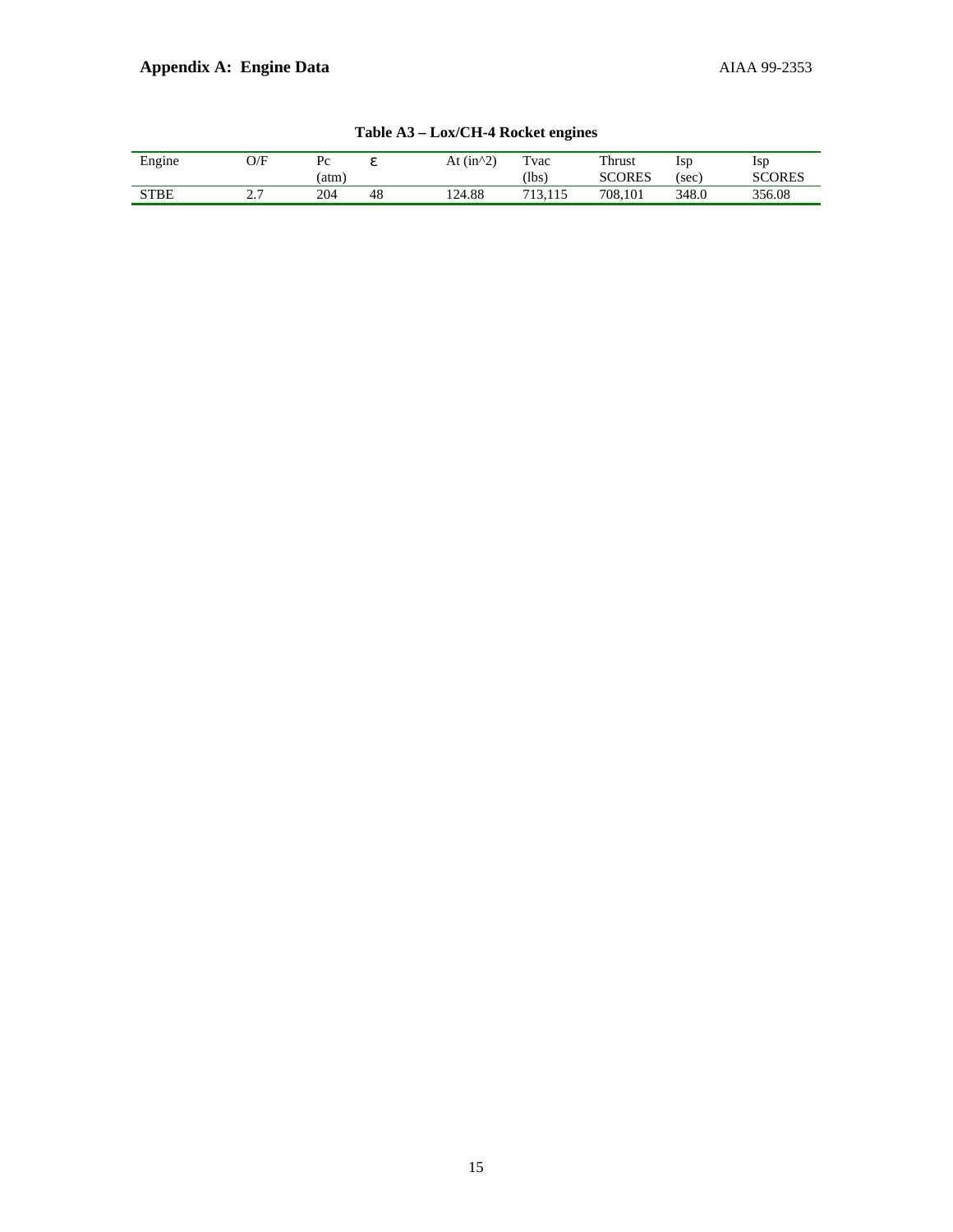## Appendix A: Engine Data

**Table A3 – Lox/CH-4 Rocket engines**

| Engine | O/F | Pc (atm) | ε | At (in^2) | Tvac (lbs) | Thrust SCORES | Isp (sec) | Isp SCORES |
|---|---|---|---|---|---|---|---|---|
| STBE | 2.7 | 204 | 48 | 124.88 | 713,115 | 708,101 | 348.0 | 356.08 |